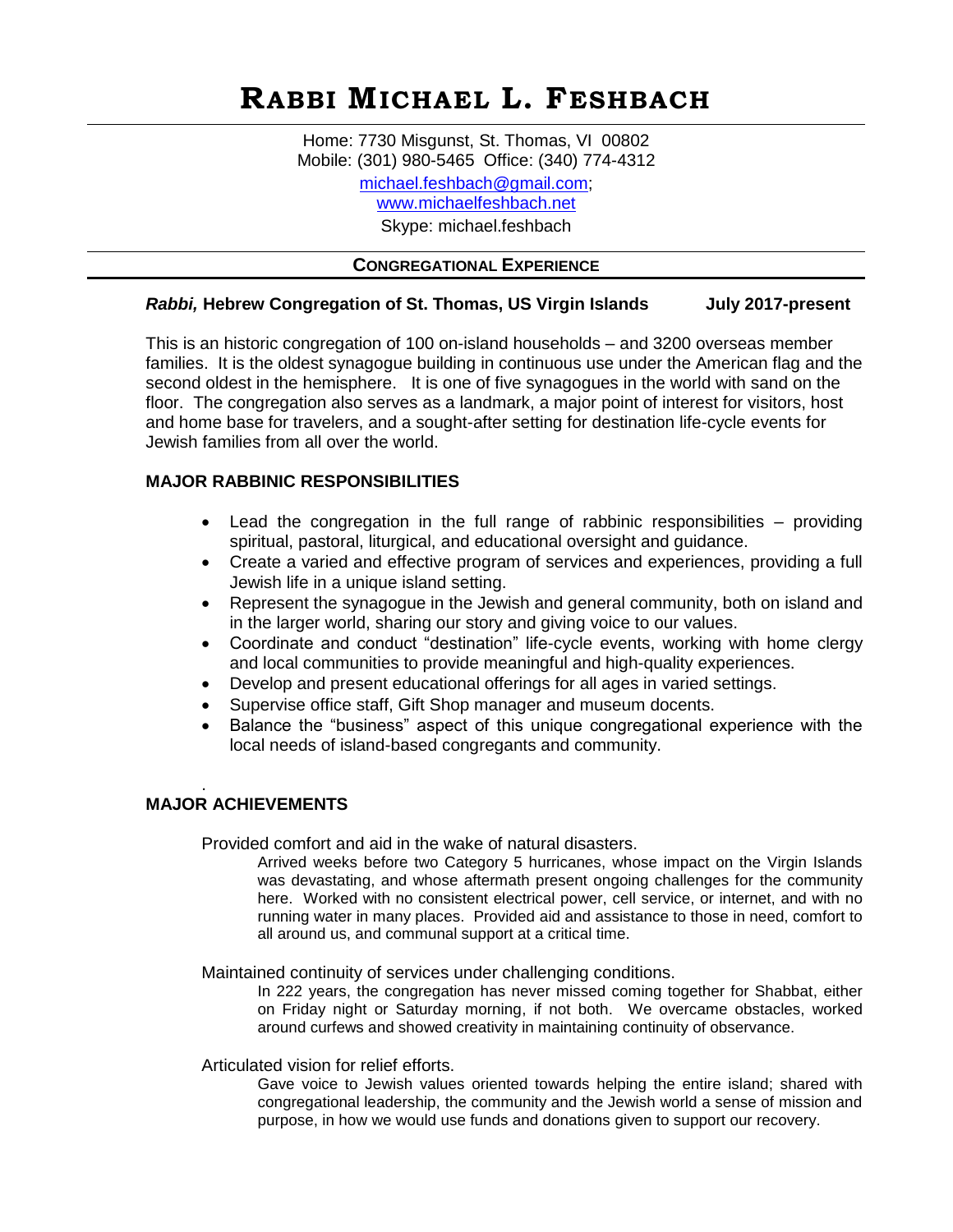# RABBI MICHAEL L. FESHBACH

Home: 7730 Misgunst, St. Thomas, VI 00802
Mobile: (301) 980-5465 Office: (340) 774-4312
michael.feshbach@gmail.com;
www.michaelfeshbach.net
Skype: michael.feshbach

## CONGREGATIONAL EXPERIENCE

***Rabbi,* Hebrew Congregation of St. Thomas, US Virgin Islands — July 2017-present**

This is an historic congregation of 100 on-island households – and 3200 overseas member families. It is the oldest synagogue building in continuous use under the American flag and the second oldest in the hemisphere. It is one of five synagogues in the world with sand on the floor. The congregation also serves as a landmark, a major point of interest for visitors, host and home base for travelers, and a sought-after setting for destination life-cycle events for Jewish families from all over the world.

### MAJOR RABBINIC RESPONSIBILITIES

- Lead the congregation in the full range of rabbinic responsibilities – providing spiritual, pastoral, liturgical, and educational oversight and guidance.
- Create a varied and effective program of services and experiences, providing a full Jewish life in a unique island setting.
- Represent the synagogue in the Jewish and general community, both on island and in the larger world, sharing our story and giving voice to our values.
- Coordinate and conduct "destination" life-cycle events, working with home clergy and local communities to provide meaningful and high-quality experiences.
- Develop and present educational offerings for all ages in varied settings.
- Supervise office staff, Gift Shop manager and museum docents.
- Balance the "business" aspect of this unique congregational experience with the local needs of island-based congregants and community.

### MAJOR ACHIEVEMENTS

Provided comfort and aid in the wake of natural disasters.

> Arrived weeks before two Category 5 hurricanes, whose impact on the Virgin Islands was devastating, and whose aftermath present ongoing challenges for the community here. Worked with no consistent electrical power, cell service, or internet, and with no running water in many places. Provided aid and assistance to those in need, comfort to all around us, and communal support at a critical time.

Maintained continuity of services under challenging conditions.

> In 222 years, the congregation has never missed coming together for Shabbat, either on Friday night or Saturday morning, if not both. We overcame obstacles, worked around curfews and showed creativity in maintaining continuity of observance.

Articulated vision for relief efforts.

> Gave voice to Jewish values oriented towards helping the entire island; shared with congregational leadership, the community and the Jewish world a sense of mission and purpose, in how we would use funds and donations given to support our recovery.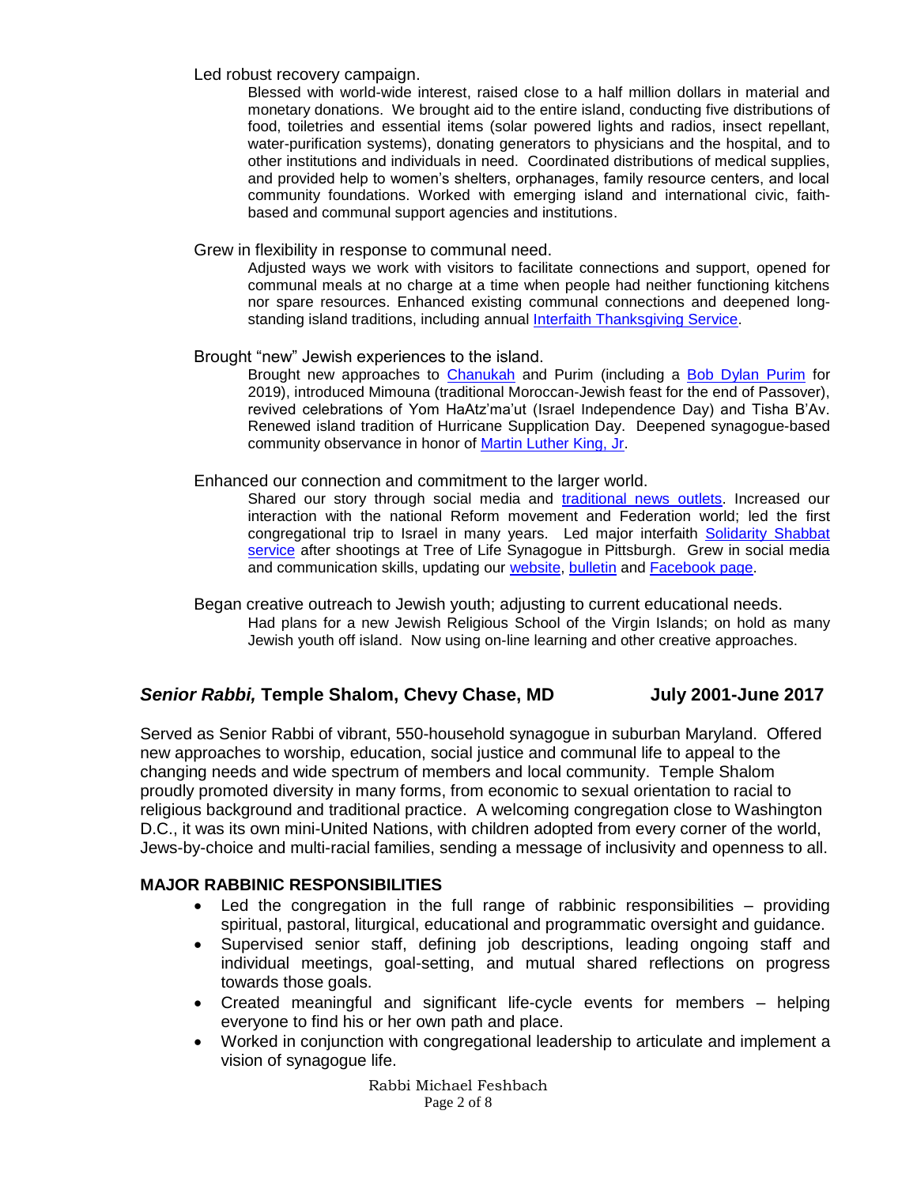Led robust recovery campaign.

> Blessed with world-wide interest, raised close to a half million dollars in material and monetary donations. We brought aid to the entire island, conducting five distributions of food, toiletries and essential items (solar powered lights and radios, insect repellant, water-purification systems), donating generators to physicians and the hospital, and to other institutions and individuals in need. Coordinated distributions of medical supplies, and provided help to women's shelters, orphanages, family resource centers, and local community foundations. Worked with emerging island and international civic, faith-based and communal support agencies and institutions.

Grew in flexibility in response to communal need.

> Adjusted ways we work with visitors to facilitate connections and support, opened for communal meals at no charge at a time when people had neither functioning kitchens nor spare resources. Enhanced existing communal connections and deepened long-standing island traditions, including annual Interfaith Thanksgiving Service.

Brought "new" Jewish experiences to the island.

> Brought new approaches to Chanukah and Purim (including a Bob Dylan Purim for 2019), introduced Mimouna (traditional Moroccan-Jewish feast for the end of Passover), revived celebrations of Yom HaAtz'ma'ut (Israel Independence Day) and Tisha B'Av. Renewed island tradition of Hurricane Supplication Day. Deepened synagogue-based community observance in honor of Martin Luther King, Jr.

Enhanced our connection and commitment to the larger world.

> Shared our story through social media and traditional news outlets. Increased our interaction with the national Reform movement and Federation world; led the first congregational trip to Israel in many years. Led major interfaith Solidarity Shabbat service after shootings at Tree of Life Synagogue in Pittsburgh. Grew in social media and communication skills, updating our website, bulletin and Facebook page.

Began creative outreach to Jewish youth; adjusting to current educational needs.

> Had plans for a new Jewish Religious School of the Virgin Islands; on hold as many Jewish youth off island. Now using on-line learning and other creative approaches.

## ***Senior Rabbi,*** **Temple Shalom, Chevy Chase, MD** **July 2001-June 2017**

Served as Senior Rabbi of vibrant, 550-household synagogue in suburban Maryland. Offered new approaches to worship, education, social justice and communal life to appeal to the changing needs and wide spectrum of members and local community. Temple Shalom proudly promoted diversity in many forms, from economic to sexual orientation to racial to religious background and traditional practice. A welcoming congregation close to Washington D.C., it was its own mini-United Nations, with children adopted from every corner of the world, Jews-by-choice and multi-racial families, sending a message of inclusivity and openness to all.

### MAJOR RABBINIC RESPONSIBILITIES

- Led the congregation in the full range of rabbinic responsibilities – providing spiritual, pastoral, liturgical, educational and programmatic oversight and guidance.
- Supervised senior staff, defining job descriptions, leading ongoing staff and individual meetings, goal-setting, and mutual shared reflections on progress towards those goals.
- Created meaningful and significant life-cycle events for members – helping everyone to find his or her own path and place.
- Worked in conjunction with congregational leadership to articulate and implement a vision of synagogue life.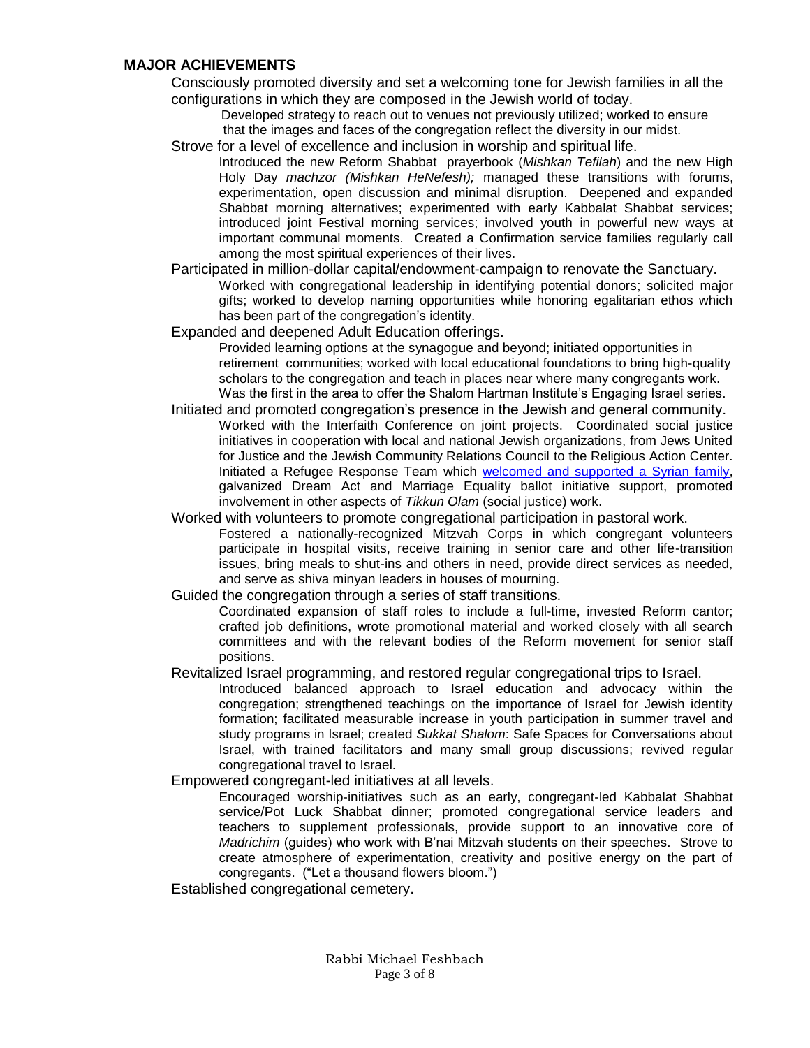### MAJOR ACHIEVEMENTS

Consciously promoted diversity and set a welcoming tone for Jewish families in all the configurations in which they are composed in the Jewish world of today.

Developed strategy to reach out to venues not previously utilized; worked to ensure that the images and faces of the congregation reflect the diversity in our midst.

Strove for a level of excellence and inclusion in worship and spiritual life.

Introduced the new Reform Shabbat prayerbook (*Mishkan Tefilah*) and the new High Holy Day *machzor (Mishkan HeNefesh);* managed these transitions with forums, experimentation, open discussion and minimal disruption. Deepened and expanded Shabbat morning alternatives; experimented with early Kabbalat Shabbat services; introduced joint Festival morning services; involved youth in powerful new ways at important communal moments. Created a Confirmation service families regularly call among the most spiritual experiences of their lives.

Participated in million-dollar capital/endowment-campaign to renovate the Sanctuary.

Worked with congregational leadership in identifying potential donors; solicited major gifts; worked to develop naming opportunities while honoring egalitarian ethos which has been part of the congregation's identity.

Expanded and deepened Adult Education offerings.

Provided learning options at the synagogue and beyond; initiated opportunities in retirement communities; worked with local educational foundations to bring high-quality scholars to the congregation and teach in places near where many congregants work. Was the first in the area to offer the Shalom Hartman Institute's Engaging Israel series.

Initiated and promoted congregation's presence in the Jewish and general community.

Worked with the Interfaith Conference on joint projects. Coordinated social justice initiatives in cooperation with local and national Jewish organizations, from Jews United for Justice and the Jewish Community Relations Council to the Religious Action Center. Initiated a Refugee Response Team which welcomed and supported a Syrian family, galvanized Dream Act and Marriage Equality ballot initiative support, promoted involvement in other aspects of *Tikkun Olam* (social justice) work.

Worked with volunteers to promote congregational participation in pastoral work.

Fostered a nationally-recognized Mitzvah Corps in which congregant volunteers participate in hospital visits, receive training in senior care and other life-transition issues, bring meals to shut-ins and others in need, provide direct services as needed, and serve as shiva minyan leaders in houses of mourning.

Guided the congregation through a series of staff transitions.

Coordinated expansion of staff roles to include a full-time, invested Reform cantor; crafted job definitions, wrote promotional material and worked closely with all search committees and with the relevant bodies of the Reform movement for senior staff positions.

Revitalized Israel programming, and restored regular congregational trips to Israel.

Introduced balanced approach to Israel education and advocacy within the congregation; strengthened teachings on the importance of Israel for Jewish identity formation; facilitated measurable increase in youth participation in summer travel and study programs in Israel; created *Sukkat Shalom*: Safe Spaces for Conversations about Israel, with trained facilitators and many small group discussions; revived regular congregational travel to Israel.

Empowered congregant-led initiatives at all levels.

Encouraged worship-initiatives such as an early, congregant-led Kabbalat Shabbat service/Pot Luck Shabbat dinner; promoted congregational service leaders and teachers to supplement professionals, provide support to an innovative core of *Madrichim* (guides) who work with B'nai Mitzvah students on their speeches. Strove to create atmosphere of experimentation, creativity and positive energy on the part of congregants. ("Let a thousand flowers bloom.")

Established congregational cemetery.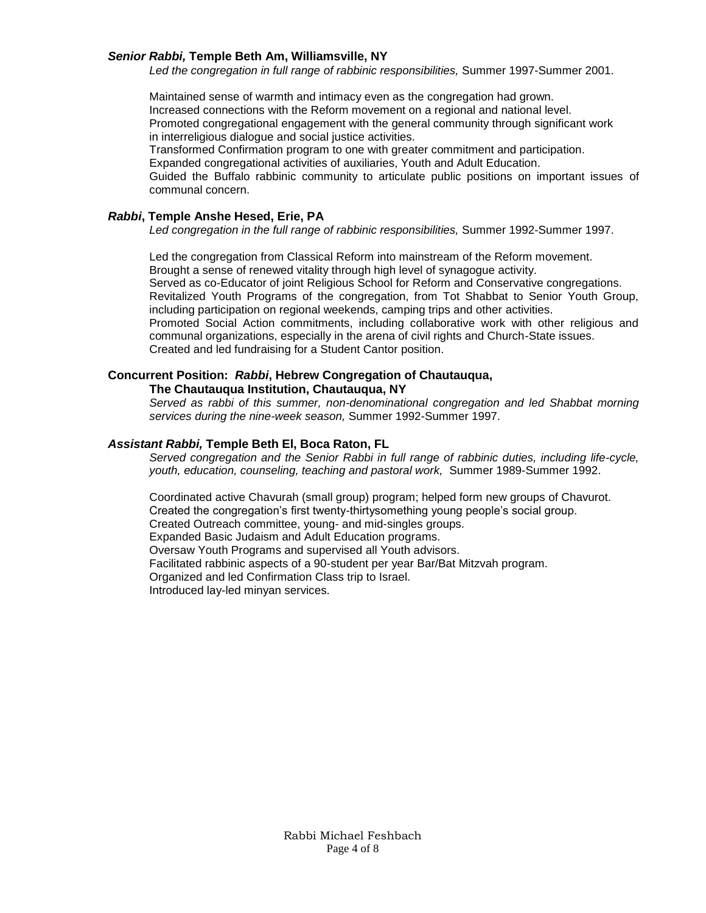***Senior Rabbi,* Temple Beth Am, Williamsville, NY**

*Led the congregation in full range of rabbinic responsibilities,* Summer 1997-Summer 2001.

Maintained sense of warmth and intimacy even as the congregation had grown.
Increased connections with the Reform movement on a regional and national level.
Promoted congregational engagement with the general community through significant work in interreligious dialogue and social justice activities.
Transformed Confirmation program to one with greater commitment and participation.
Expanded congregational activities of auxiliaries, Youth and Adult Education.
Guided the Buffalo rabbinic community to articulate public positions on important issues of communal concern.

***Rabbi*, Temple Anshe Hesed, Erie, PA**

*Led congregation in the full range of rabbinic responsibilities,* Summer 1992-Summer 1997.

Led the congregation from Classical Reform into mainstream of the Reform movement.
Brought a sense of renewed vitality through high level of synagogue activity.
Served as co-Educator of joint Religious School for Reform and Conservative congregations.
Revitalized Youth Programs of the congregation, from Tot Shabbat to Senior Youth Group, including participation on regional weekends, camping trips and other activities.
Promoted Social Action commitments, including collaborative work with other religious and communal organizations, especially in the arena of civil rights and Church-State issues.
Created and led fundraising for a Student Cantor position.

**Concurrent Position: *Rabbi*, Hebrew Congregation of Chautauqua,
The Chautauqua Institution, Chautauqua, NY**

*Served as rabbi of this summer, non-denominational congregation and led Shabbat morning services during the nine-week season,* Summer 1992-Summer 1997.

***Assistant Rabbi,* Temple Beth El, Boca Raton, FL**

*Served congregation and the Senior Rabbi in full range of rabbinic duties, including life-cycle, youth, education, counseling, teaching and pastoral work,* Summer 1989-Summer 1992.

Coordinated active Chavurah (small group) program; helped form new groups of Chavurot.
Created the congregation's first twenty-thirtysomething young people's social group.
Created Outreach committee, young- and mid-singles groups.
Expanded Basic Judaism and Adult Education programs.
Oversaw Youth Programs and supervised all Youth advisors.
Facilitated rabbinic aspects of a 90-student per year Bar/Bat Mitzvah program.
Organized and led Confirmation Class trip to Israel.
Introduced lay-led minyan services.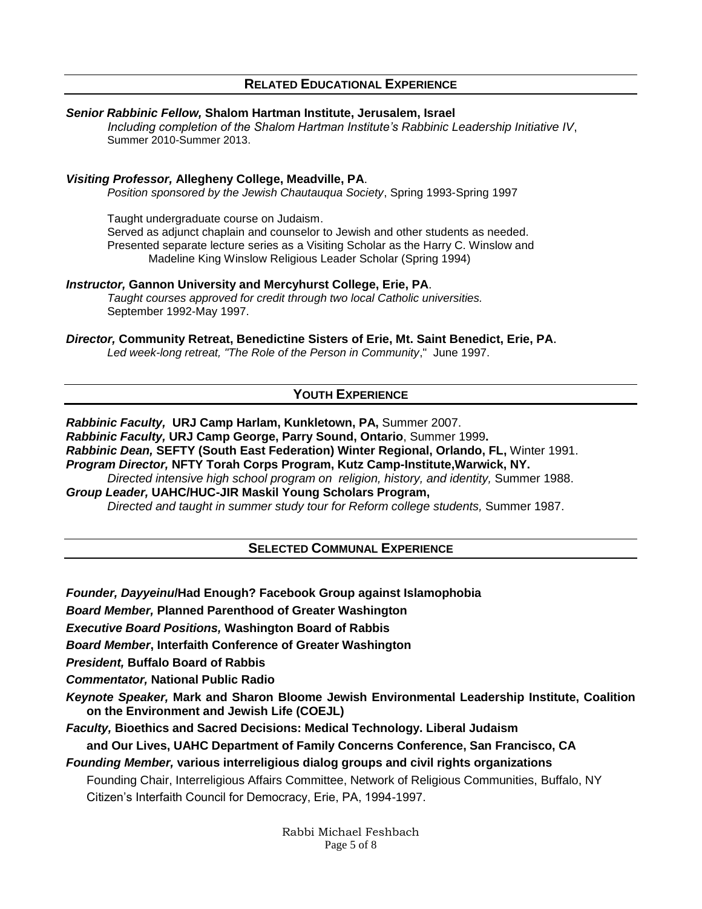## RELATED EDUCATIONAL EXPERIENCE

***Senior Rabbinic Fellow,*** **Shalom Hartman Institute, Jerusalem, Israel**
*Including completion of the Shalom Hartman Institute's Rabbinic Leadership Initiative IV*, Summer 2010-Summer 2013.

***Visiting Professor,*** **Allegheny College, Meadville, PA**.
*Position sponsored by the Jewish Chautauqua Society*, Spring 1993-Spring 1997

Taught undergraduate course on Judaism.
Served as adjunct chaplain and counselor to Jewish and other students as needed.
Presented separate lecture series as a Visiting Scholar as the Harry C. Winslow and Madeline King Winslow Religious Leader Scholar (Spring 1994)

***Instructor,*** **Gannon University and Mercyhurst College, Erie, PA**.
*Taught courses approved for credit through two local Catholic universities.*
September 1992-May 1997.

***Director,*** **Community Retreat, Benedictine Sisters of Erie, Mt. Saint Benedict, Erie, PA**.
*Led week-long retreat, "The Role of the Person in Community*," June 1997.

## YOUTH EXPERIENCE

***Rabbinic Faculty,*** **URJ Camp Harlam, Kunkletown, PA,** Summer 2007.
***Rabbinic Faculty,*** **URJ Camp George, Parry Sound, Ontario**, Summer 1999**.**
***Rabbinic Dean,*** **SEFTY (South East Federation) Winter Regional, Orlando, FL,** Winter 1991.
***Program Director,*** **NFTY Torah Corps Program, Kutz Camp-Institute,Warwick, NY.**
*Directed intensive high school program on religion, history, and identity,* Summer 1988.
***Group Leader,*** **UAHC/HUC-JIR Maskil Young Scholars Program,**
*Directed and taught in summer study tour for Reform college students,* Summer 1987.

## SELECTED COMMUNAL EXPERIENCE

***Founder, Dayyeinu*****/Had Enough? Facebook Group against Islamophobia**

***Board Member,*** **Planned Parenthood of Greater Washington**

***Executive Board Positions,*** **Washington Board of Rabbis**

***Board Member*****, Interfaith Conference of Greater Washington**

***President,*** **Buffalo Board of Rabbis**

***Commentator,*** **National Public Radio**

***Keynote Speaker,*** **Mark and Sharon Bloome Jewish Environmental Leadership Institute, Coalition on the Environment and Jewish Life (COEJL)**

***Faculty,*** **Bioethics and Sacred Decisions: Medical Technology. Liberal Judaism and Our Lives, UAHC Department of Family Concerns Conference, San Francisco, CA**

***Founding Member,*** **various interreligious dialog groups and civil rights organizations**

Founding Chair, Interreligious Affairs Committee, Network of Religious Communities, Buffalo, NY
Citizen's Interfaith Council for Democracy, Erie, PA, 1994-1997.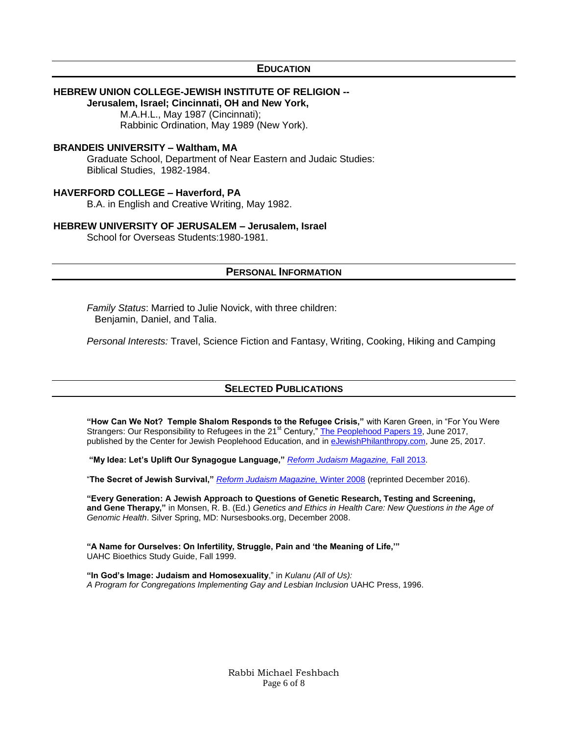## EDUCATION

**HEBREW UNION COLLEGE-JEWISH INSTITUTE OF RELIGION --**
**Jerusalem, Israel; Cincinnati, OH and New York,**
M.A.H.L., May 1987 (Cincinnati);
Rabbinic Ordination, May 1989 (New York).

**BRANDEIS UNIVERSITY – Waltham, MA**
Graduate School, Department of Near Eastern and Judaic Studies:
Biblical Studies, 1982-1984.

**HAVERFORD COLLEGE – Haverford, PA**
B.A. in English and Creative Writing, May 1982.

**HEBREW UNIVERSITY OF JERUSALEM – Jerusalem, Israel**
School for Overseas Students:1980-1981.

## PERSONAL INFORMATION

*Family Status*: Married to Julie Novick, with three children:
Benjamin, Daniel, and Talia.

*Personal Interests:* Travel, Science Fiction and Fantasy, Writing, Cooking, Hiking and Camping

## SELECTED PUBLICATIONS

**"How Can We Not? Temple Shalom Responds to the Refugee Crisis,"** with Karen Green, in "For You Were Strangers: Our Responsibility to Refugees in the 21st Century," The Peoplehood Papers 19, June 2017, published by the Center for Jewish Peoplehood Education, and in eJewishPhilanthropy.com, June 25, 2017.

**"My Idea: Let's Uplift Our Synagogue Language,"** *Reform Judaism Magazine,* Fall 2013.

"**The Secret of Jewish Survival,"** *Reform Judaism Magazine,* Winter 2008 (reprinted December 2016).

**"Every Generation: A Jewish Approach to Questions of Genetic Research, Testing and Screening, and Gene Therapy,"** in Monsen, R. B. (Ed.) *Genetics and Ethics in Health Care: New Questions in the Age of Genomic Health*. Silver Spring, MD: Nursesbooks.org, December 2008.

**"A Name for Ourselves: On Infertility, Struggle, Pain and 'the Meaning of Life,'"**
UAHC Bioethics Study Guide, Fall 1999.

**"In God's Image: Judaism and Homosexuality**," in *Kulanu (All of Us): A Program for Congregations Implementing Gay and Lesbian Inclusion* UAHC Press, 1996.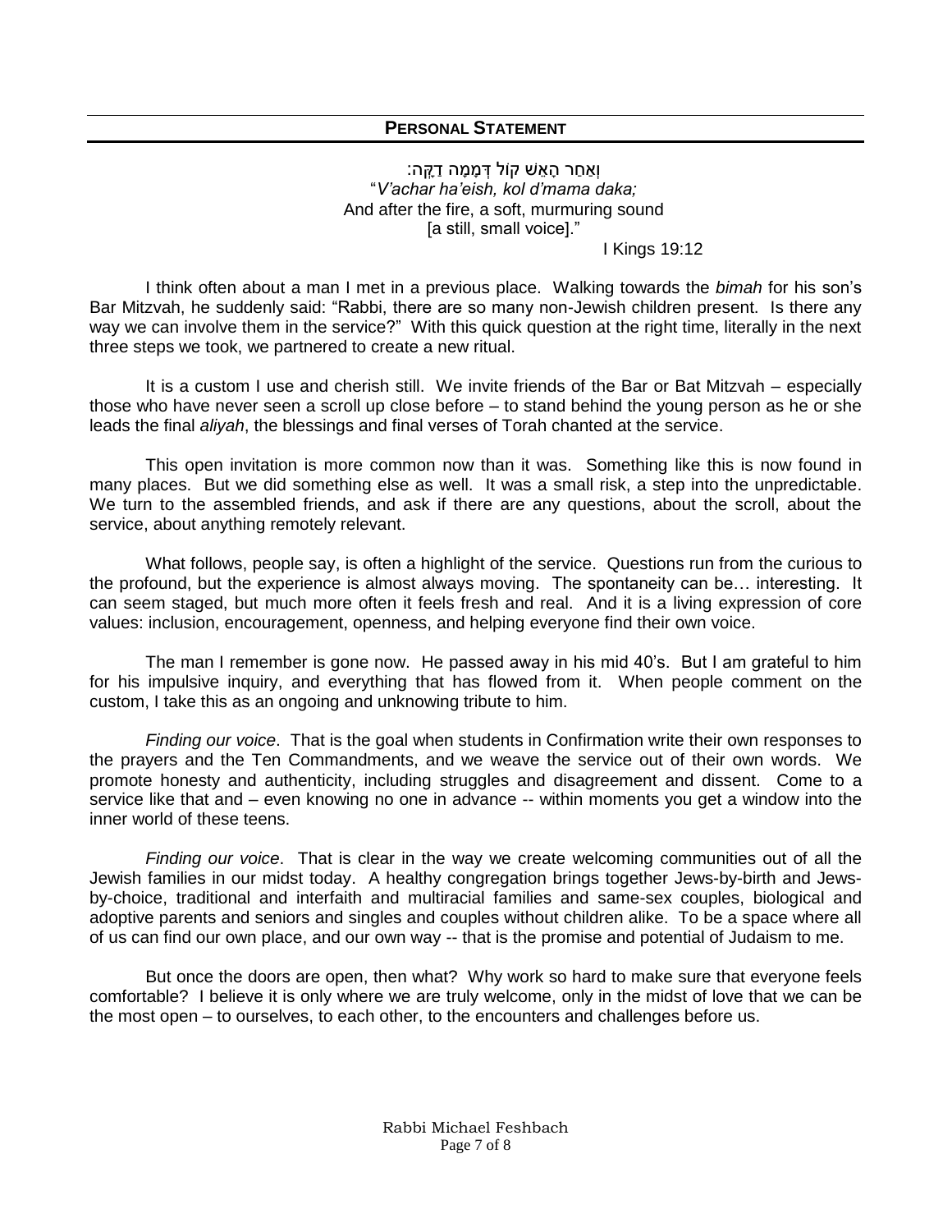## PERSONAL STATEMENT

וְאַחַר הָאֵשׁ קוֹל דְּמָמָה דַקָּה׃
"*V'achar ha'eish, kol d'mama daka;*
And after the fire, a soft, murmuring sound
[a still, small voice]."
I Kings 19:12

I think often about a man I met in a previous place. Walking towards the *bimah* for his son's Bar Mitzvah, he suddenly said: "Rabbi, there are so many non-Jewish children present. Is there any way we can involve them in the service?" With this quick question at the right time, literally in the next three steps we took, we partnered to create a new ritual.

It is a custom I use and cherish still. We invite friends of the Bar or Bat Mitzvah – especially those who have never seen a scroll up close before – to stand behind the young person as he or she leads the final *aliyah*, the blessings and final verses of Torah chanted at the service.

This open invitation is more common now than it was. Something like this is now found in many places. But we did something else as well. It was a small risk, a step into the unpredictable. We turn to the assembled friends, and ask if there are any questions, about the scroll, about the service, about anything remotely relevant.

What follows, people say, is often a highlight of the service. Questions run from the curious to the profound, but the experience is almost always moving. The spontaneity can be… interesting. It can seem staged, but much more often it feels fresh and real. And it is a living expression of core values: inclusion, encouragement, openness, and helping everyone find their own voice.

The man I remember is gone now. He passed away in his mid 40's. But I am grateful to him for his impulsive inquiry, and everything that has flowed from it. When people comment on the custom, I take this as an ongoing and unknowing tribute to him.

*Finding our voice*. That is the goal when students in Confirmation write their own responses to the prayers and the Ten Commandments, and we weave the service out of their own words. We promote honesty and authenticity, including struggles and disagreement and dissent. Come to a service like that and – even knowing no one in advance -- within moments you get a window into the inner world of these teens.

*Finding our voice*. That is clear in the way we create welcoming communities out of all the Jewish families in our midst today. A healthy congregation brings together Jews-by-birth and Jews-by-choice, traditional and interfaith and multiracial families and same-sex couples, biological and adoptive parents and seniors and singles and couples without children alike. To be a space where all of us can find our own place, and our own way -- that is the promise and potential of Judaism to me.

But once the doors are open, then what? Why work so hard to make sure that everyone feels comfortable? I believe it is only where we are truly welcome, only in the midst of love that we can be the most open – to ourselves, to each other, to the encounters and challenges before us.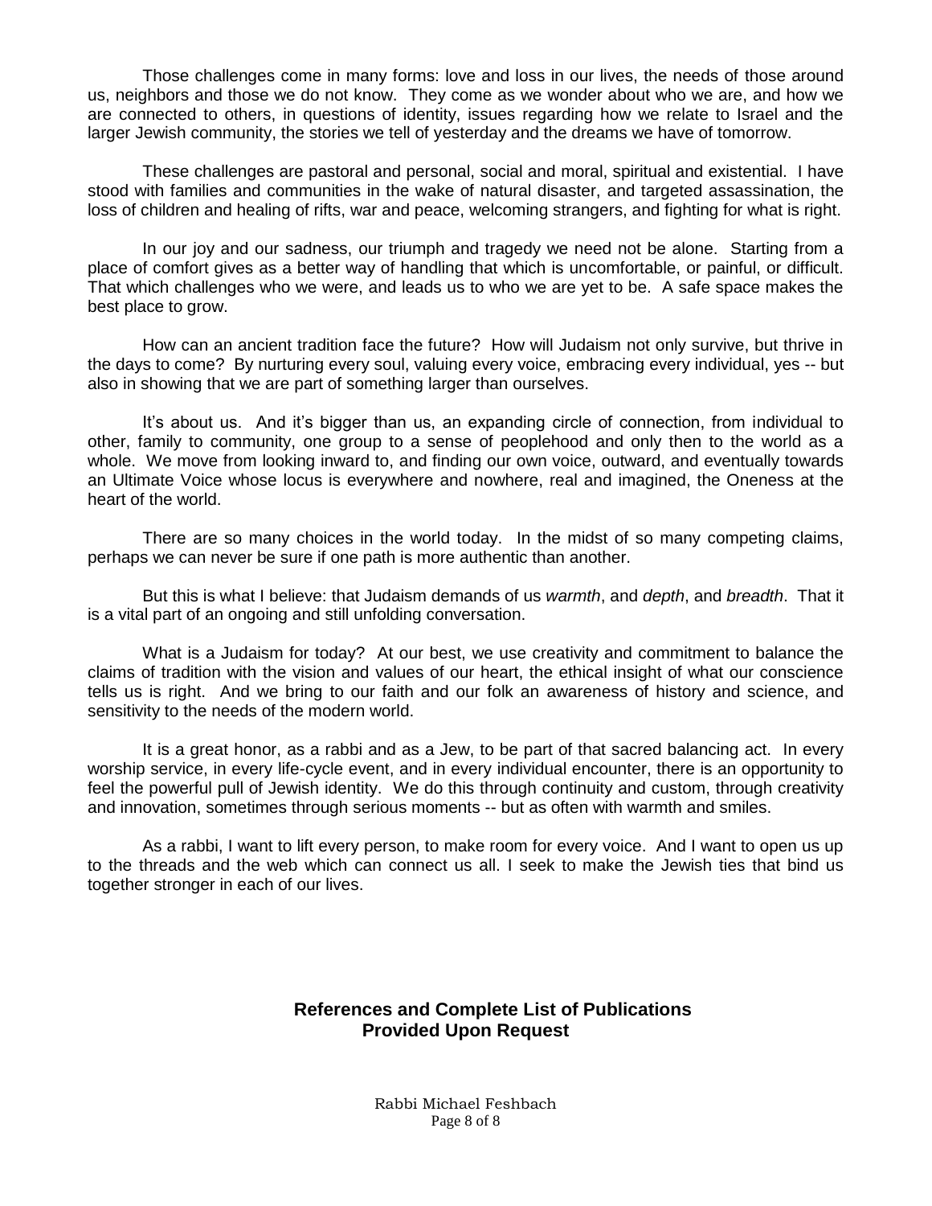Those challenges come in many forms: love and loss in our lives, the needs of those around us, neighbors and those we do not know. They come as we wonder about who we are, and how we are connected to others, in questions of identity, issues regarding how we relate to Israel and the larger Jewish community, the stories we tell of yesterday and the dreams we have of tomorrow.

These challenges are pastoral and personal, social and moral, spiritual and existential. I have stood with families and communities in the wake of natural disaster, and targeted assassination, the loss of children and healing of rifts, war and peace, welcoming strangers, and fighting for what is right.

In our joy and our sadness, our triumph and tragedy we need not be alone. Starting from a place of comfort gives as a better way of handling that which is uncomfortable, or painful, or difficult. That which challenges who we were, and leads us to who we are yet to be. A safe space makes the best place to grow.

How can an ancient tradition face the future? How will Judaism not only survive, but thrive in the days to come? By nurturing every soul, valuing every voice, embracing every individual, yes -- but also in showing that we are part of something larger than ourselves.

It's about us. And it's bigger than us, an expanding circle of connection, from individual to other, family to community, one group to a sense of peoplehood and only then to the world as a whole. We move from looking inward to, and finding our own voice, outward, and eventually towards an Ultimate Voice whose locus is everywhere and nowhere, real and imagined, the Oneness at the heart of the world.

There are so many choices in the world today. In the midst of so many competing claims, perhaps we can never be sure if one path is more authentic than another.

But this is what I believe: that Judaism demands of us *warmth*, and *depth*, and *breadth*. That it is a vital part of an ongoing and still unfolding conversation.

What is a Judaism for today? At our best, we use creativity and commitment to balance the claims of tradition with the vision and values of our heart, the ethical insight of what our conscience tells us is right. And we bring to our faith and our folk an awareness of history and science, and sensitivity to the needs of the modern world.

It is a great honor, as a rabbi and as a Jew, to be part of that sacred balancing act. In every worship service, in every life-cycle event, and in every individual encounter, there is an opportunity to feel the powerful pull of Jewish identity. We do this through continuity and custom, through creativity and innovation, sometimes through serious moments -- but as often with warmth and smiles.

As a rabbi, I want to lift every person, to make room for every voice. And I want to open us up to the threads and the web which can connect us all. I seek to make the Jewish ties that bind us together stronger in each of our lives.

**References and Complete List of Publications Provided Upon Request**